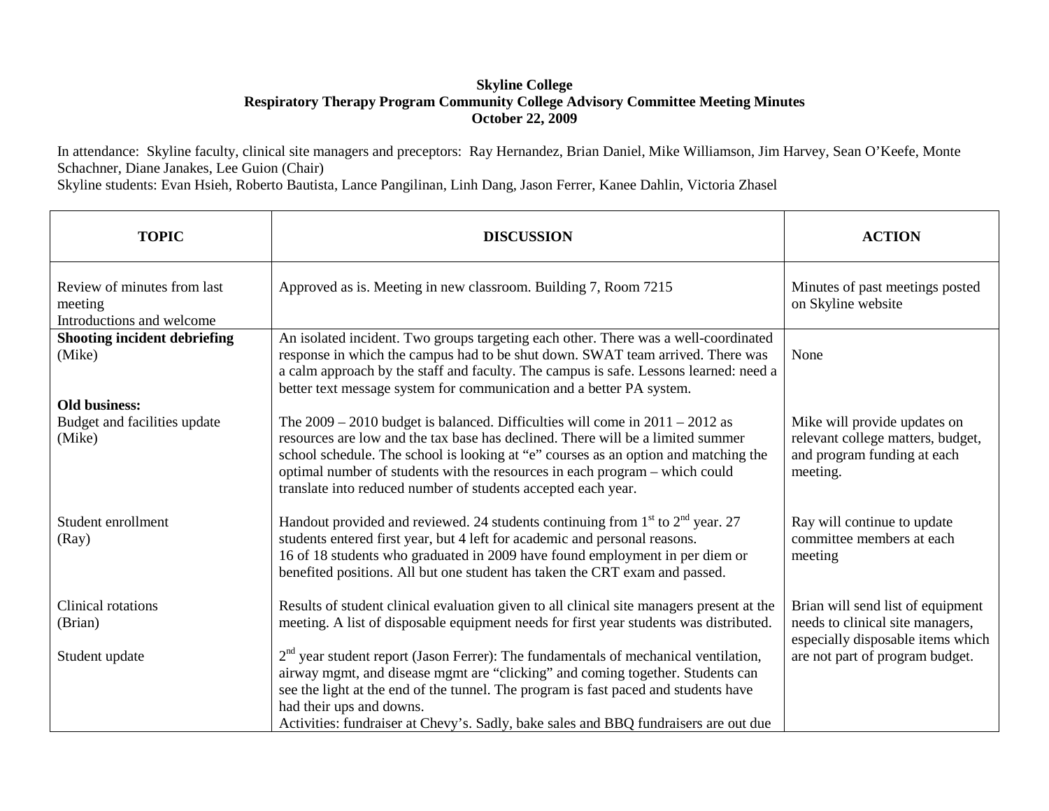**Skyline College**
**Respiratory Therapy Program Community College Advisory Committee Meeting Minutes**
**October 22, 2009**

In attendance: Skyline faculty, clinical site managers and preceptors: Ray Hernandez, Brian Daniel, Mike Williamson, Jim Harvey, Sean O'Keefe, Monte Schachner, Diane Janakes, Lee Guion (Chair)
Skyline students: Evan Hsieh, Roberto Bautista, Lance Pangilinan, Linh Dang, Jason Ferrer, Kanee Dahlin, Victoria Zhasel

| TOPIC | DISCUSSION | ACTION |
|---|---|---|
| Review of minutes from last meeting<br>Introductions and welcome | Approved as is. Meeting in new classroom. Building 7, Room 7215 | Minutes of past meetings posted on Skyline website |
| **Shooting incident debriefing** (Mike) | An isolated incident. Two groups targeting each other. There was a well-coordinated response in which the campus had to be shut down. SWAT team arrived. There was a calm approach by the staff and faculty. The campus is safe. Lessons learned: need a better text message system for communication and a better PA system. | None |
| **Old business:**<br>Budget and facilities update (Mike) | The 2009 – 2010 budget is balanced. Difficulties will come in 2011 – 2012 as resources are low and the tax base has declined. There will be a limited summer school schedule. The school is looking at "e" courses as an option and matching the optimal number of students with the resources in each program – which could translate into reduced number of students accepted each year. | Mike will provide updates on relevant college matters, budget, and program funding at each meeting. |
| Student enrollment (Ray) | Handout provided and reviewed. 24 students continuing from 1st to 2nd year. 27 students entered first year, but 4 left for academic and personal reasons.<br>16 of 18 students who graduated in 2009 have found employment in per diem or benefited positions. All but one student has taken the CRT exam and passed. | Ray will continue to update committee members at each meeting |
| Clinical rotations (Brian) | Results of student clinical evaluation given to all clinical site managers present at the meeting. A list of disposable equipment needs for first year students was distributed. | Brian will send list of equipment needs to clinical site managers, especially disposable items which are not part of program budget. |
| Student update | 2nd year student report (Jason Ferrer): The fundamentals of mechanical ventilation, airway mgmt, and disease mgmt are "clicking" and coming together. Students can see the light at the end of the tunnel. The program is fast paced and students have had their ups and downs.<br>Activities: fundraiser at Chevy's. Sadly, bake sales and BBQ fundraisers are out due | |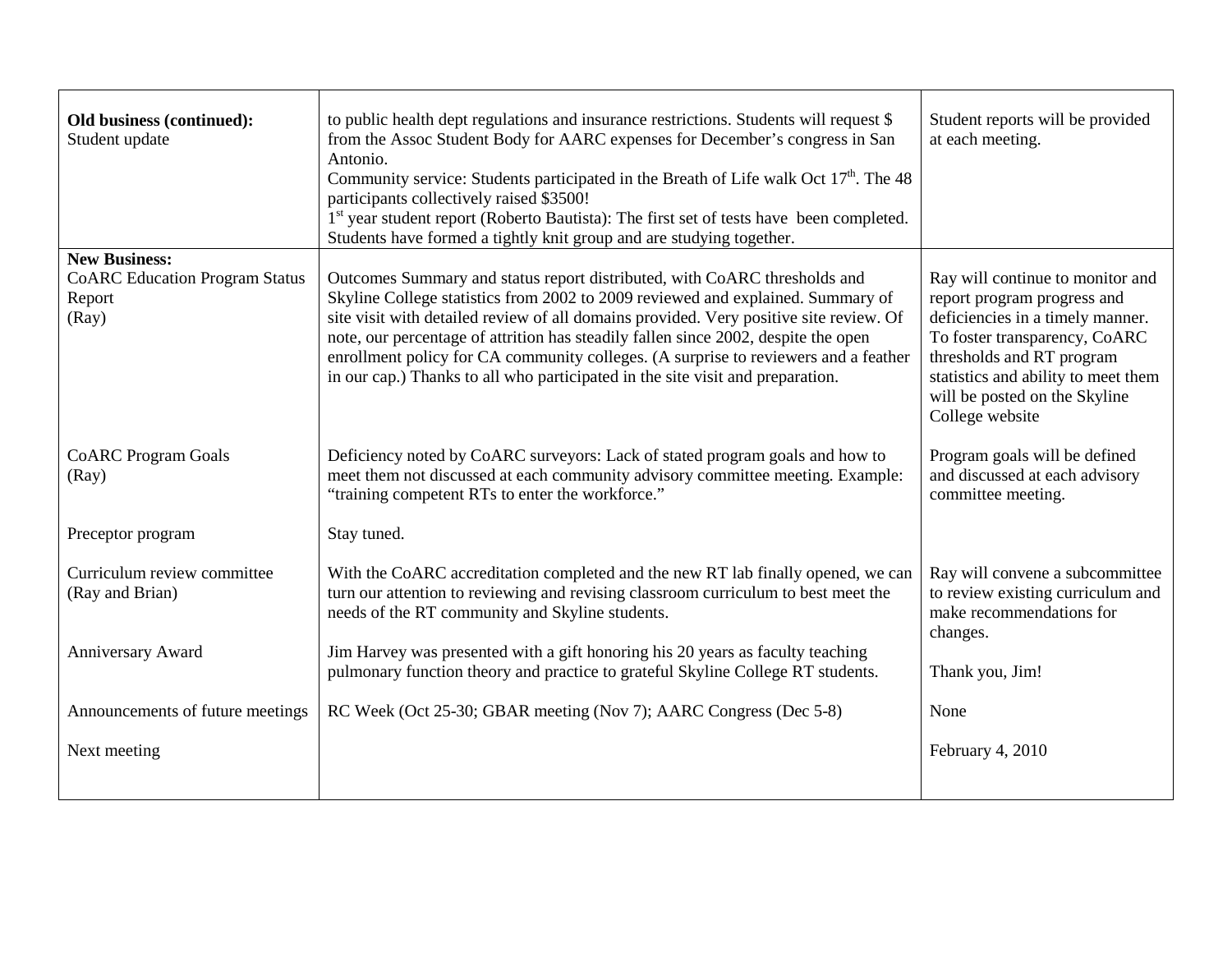| | | |
|---|---|---|
| **Old business (continued):** Student update | to public health dept regulations and insurance restrictions. Students will request $ from the Assoc Student Body for AARC expenses for December's congress in San Antonio. Community service: Students participated in the Breath of Life walk Oct 17th. The 48 participants collectively raised $3500! 1st year student report (Roberto Bautista): The first set of tests have been completed. Students have formed a tightly knit group and are studying together. | Student reports will be provided at each meeting. |
| **New Business:** CoARC Education Program Status Report (Ray) | Outcomes Summary and status report distributed, with CoARC thresholds and Skyline College statistics from 2002 to 2009 reviewed and explained. Summary of site visit with detailed review of all domains provided. Very positive site review. Of note, our percentage of attrition has steadily fallen since 2002, despite the open enrollment policy for CA community colleges. (A surprise to reviewers and a feather in our cap.) Thanks to all who participated in the site visit and preparation. | Ray will continue to monitor and report program progress and deficiencies in a timely manner. To foster transparency, CoARC thresholds and RT program statistics and ability to meet them will be posted on the Skyline College website |
| CoARC Program Goals (Ray) | Deficiency noted by CoARC surveyors: Lack of stated program goals and how to meet them not discussed at each community advisory committee meeting. Example: "training competent RTs to enter the workforce." | Program goals will be defined and discussed at each advisory committee meeting. |
| Preceptor program | Stay tuned. | |
| Curriculum review committee (Ray and Brian) | With the CoARC accreditation completed and the new RT lab finally opened, we can turn our attention to reviewing and revising classroom curriculum to best meet the needs of the RT community and Skyline students. | Ray will convene a subcommittee to review existing curriculum and make recommendations for changes. |
| Anniversary Award | Jim Harvey was presented with a gift honoring his 20 years as faculty teaching pulmonary function theory and practice to grateful Skyline College RT students. | Thank you, Jim! |
| Announcements of future meetings | RC Week (Oct 25-30; GBAR meeting (Nov 7); AARC Congress (Dec 5-8) | None |
| Next meeting | | February 4, 2010 |